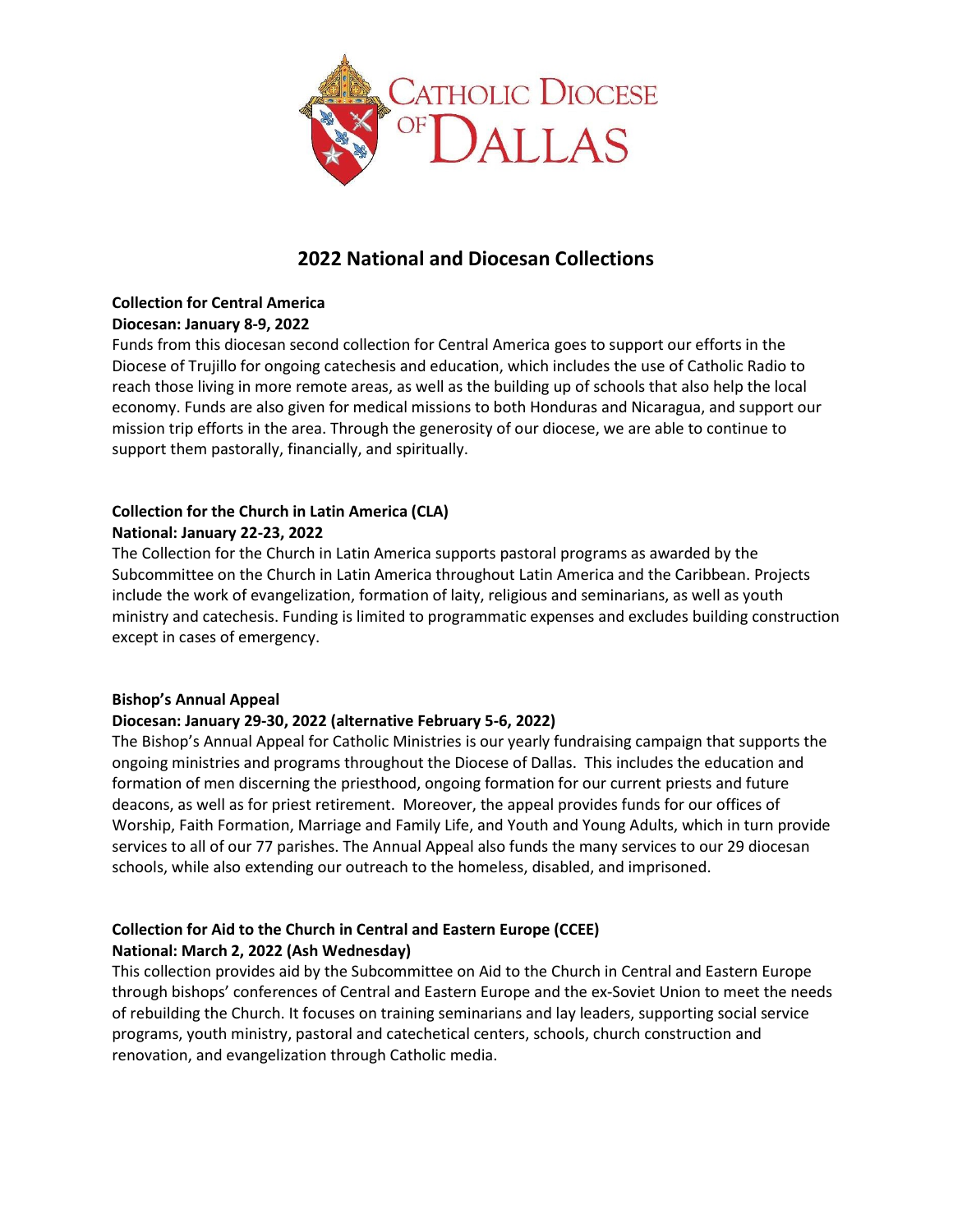CATHOLIC DIOCESE OF DALLAS

# 2022 National and Diocesan Collections

**Collection for Central America**
**Diocesan: January 8-9, 2022**

Funds from this diocesan second collection for Central America goes to support our efforts in the Diocese of Trujillo for ongoing catechesis and education, which includes the use of Catholic Radio to reach those living in more remote areas, as well as the building up of schools that also help the local economy. Funds are also given for medical missions to both Honduras and Nicaragua, and support our mission trip efforts in the area. Through the generosity of our diocese, we are able to continue to support them pastorally, financially, and spiritually.

**Collection for the Church in Latin America (CLA)**
**National: January 22-23, 2022**

The Collection for the Church in Latin America supports pastoral programs as awarded by the Subcommittee on the Church in Latin America throughout Latin America and the Caribbean. Projects include the work of evangelization, formation of laity, religious and seminarians, as well as youth ministry and catechesis. Funding is limited to programmatic expenses and excludes building construction except in cases of emergency.

**Bishop's Annual Appeal**
**Diocesan: January 29-30, 2022 (alternative February 5-6, 2022)**

The Bishop's Annual Appeal for Catholic Ministries is our yearly fundraising campaign that supports the ongoing ministries and programs throughout the Diocese of Dallas. This includes the education and formation of men discerning the priesthood, ongoing formation for our current priests and future deacons, as well as for priest retirement. Moreover, the appeal provides funds for our offices of Worship, Faith Formation, Marriage and Family Life, and Youth and Young Adults, which in turn provide services to all of our 77 parishes. The Annual Appeal also funds the many services to our 29 diocesan schools, while also extending our outreach to the homeless, disabled, and imprisoned.

**Collection for Aid to the Church in Central and Eastern Europe (CCEE)**
**National: March 2, 2022 (Ash Wednesday)**

This collection provides aid by the Subcommittee on Aid to the Church in Central and Eastern Europe through bishops' conferences of Central and Eastern Europe and the ex-Soviet Union to meet the needs of rebuilding the Church. It focuses on training seminarians and lay leaders, supporting social service programs, youth ministry, pastoral and catechetical centers, schools, church construction and renovation, and evangelization through Catholic media.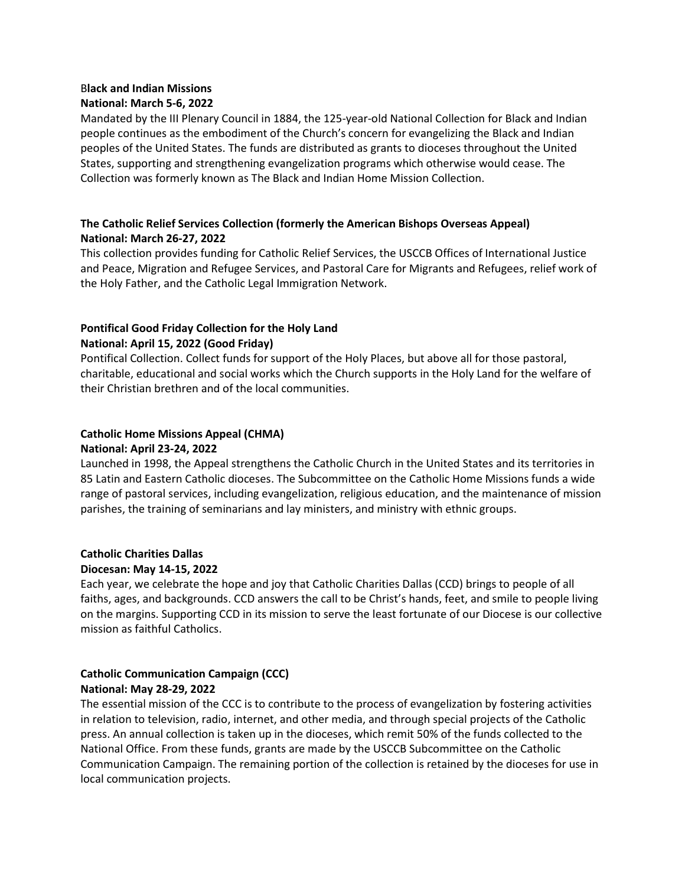**Black and Indian Missions**
**National: March 5-6, 2022**

Mandated by the III Plenary Council in 1884, the 125-year-old National Collection for Black and Indian people continues as the embodiment of the Church's concern for evangelizing the Black and Indian peoples of the United States. The funds are distributed as grants to dioceses throughout the United States, supporting and strengthening evangelization programs which otherwise would cease. The Collection was formerly known as The Black and Indian Home Mission Collection.

**The Catholic Relief Services Collection (formerly the American Bishops Overseas Appeal)**
**National: March 26-27, 2022**

This collection provides funding for Catholic Relief Services, the USCCB Offices of International Justice and Peace, Migration and Refugee Services, and Pastoral Care for Migrants and Refugees, relief work of the Holy Father, and the Catholic Legal Immigration Network.

**Pontifical Good Friday Collection for the Holy Land**
**National: April 15, 2022 (Good Friday)**

Pontifical Collection. Collect funds for support of the Holy Places, but above all for those pastoral, charitable, educational and social works which the Church supports in the Holy Land for the welfare of their Christian brethren and of the local communities.

**Catholic Home Missions Appeal (CHMA)**
**National: April 23-24, 2022**

Launched in 1998, the Appeal strengthens the Catholic Church in the United States and its territories in 85 Latin and Eastern Catholic dioceses. The Subcommittee on the Catholic Home Missions funds a wide range of pastoral services, including evangelization, religious education, and the maintenance of mission parishes, the training of seminarians and lay ministers, and ministry with ethnic groups.

**Catholic Charities Dallas**
**Diocesan: May 14-15, 2022**

Each year, we celebrate the hope and joy that Catholic Charities Dallas (CCD) brings to people of all faiths, ages, and backgrounds. CCD answers the call to be Christ's hands, feet, and smile to people living on the margins. Supporting CCD in its mission to serve the least fortunate of our Diocese is our collective mission as faithful Catholics.

**Catholic Communication Campaign (CCC)**
**National: May 28-29, 2022**

The essential mission of the CCC is to contribute to the process of evangelization by fostering activities in relation to television, radio, internet, and other media, and through special projects of the Catholic press. An annual collection is taken up in the dioceses, which remit 50% of the funds collected to the National Office. From these funds, grants are made by the USCCB Subcommittee on the Catholic Communication Campaign. The remaining portion of the collection is retained by the dioceses for use in local communication projects.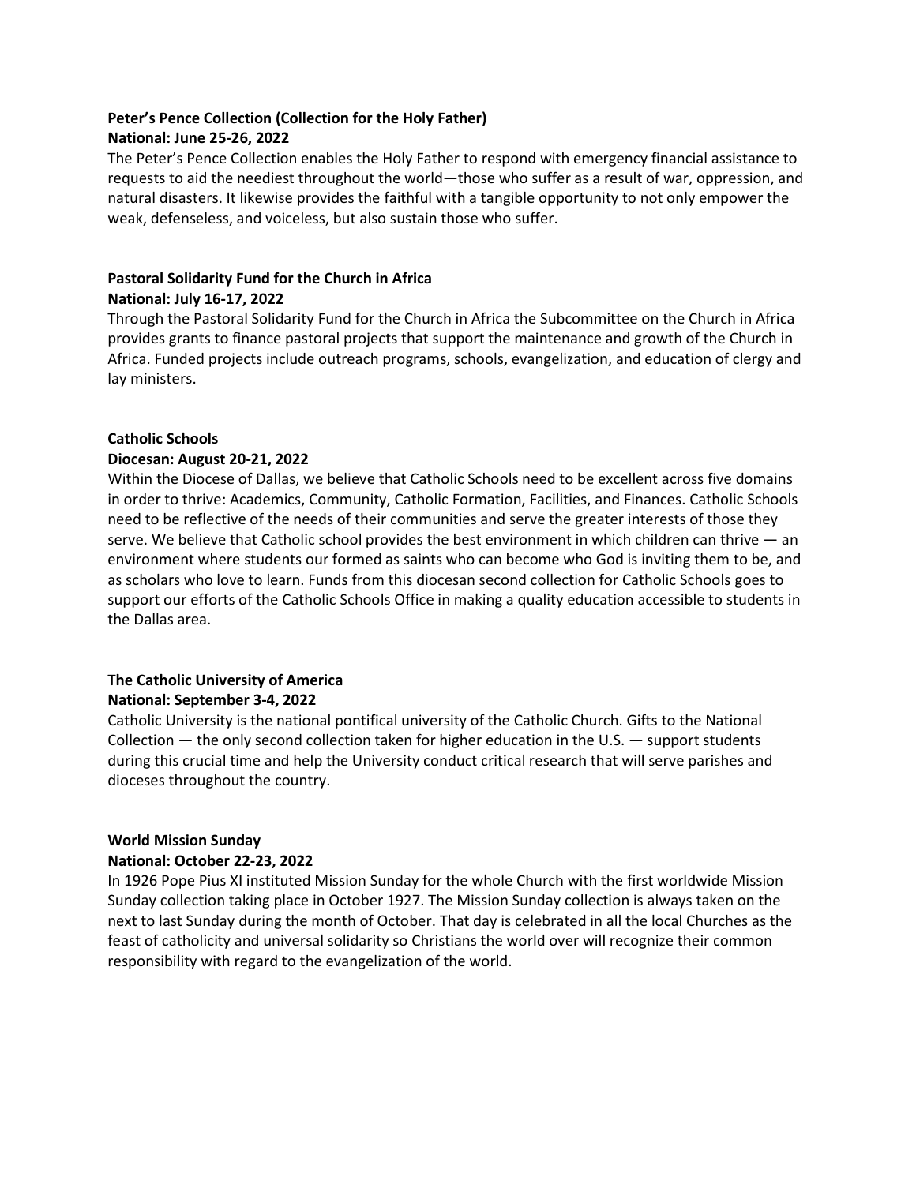**Peter's Pence Collection (Collection for the Holy Father)**
**National: June 25-26, 2022**

The Peter's Pence Collection enables the Holy Father to respond with emergency financial assistance to requests to aid the neediest throughout the world—those who suffer as a result of war, oppression, and natural disasters. It likewise provides the faithful with a tangible opportunity to not only empower the weak, defenseless, and voiceless, but also sustain those who suffer.

**Pastoral Solidarity Fund for the Church in Africa**
**National: July 16-17, 2022**

Through the Pastoral Solidarity Fund for the Church in Africa the Subcommittee on the Church in Africa provides grants to finance pastoral projects that support the maintenance and growth of the Church in Africa. Funded projects include outreach programs, schools, evangelization, and education of clergy and lay ministers.

**Catholic Schools**
**Diocesan: August 20-21, 2022**

Within the Diocese of Dallas, we believe that Catholic Schools need to be excellent across five domains in order to thrive: Academics, Community, Catholic Formation, Facilities, and Finances. Catholic Schools need to be reflective of the needs of their communities and serve the greater interests of those they serve. We believe that Catholic school provides the best environment in which children can thrive — an environment where students our formed as saints who can become who God is inviting them to be, and as scholars who love to learn. Funds from this diocesan second collection for Catholic Schools goes to support our efforts of the Catholic Schools Office in making a quality education accessible to students in the Dallas area.

**The Catholic University of America**
**National: September 3-4, 2022**

Catholic University is the national pontifical university of the Catholic Church. Gifts to the National Collection — the only second collection taken for higher education in the U.S. — support students during this crucial time and help the University conduct critical research that will serve parishes and dioceses throughout the country.

**World Mission Sunday**
**National: October 22-23, 2022**

In 1926 Pope Pius XI instituted Mission Sunday for the whole Church with the first worldwide Mission Sunday collection taking place in October 1927. The Mission Sunday collection is always taken on the next to last Sunday during the month of October. That day is celebrated in all the local Churches as the feast of catholicity and universal solidarity so Christians the world over will recognize their common responsibility with regard to the evangelization of the world.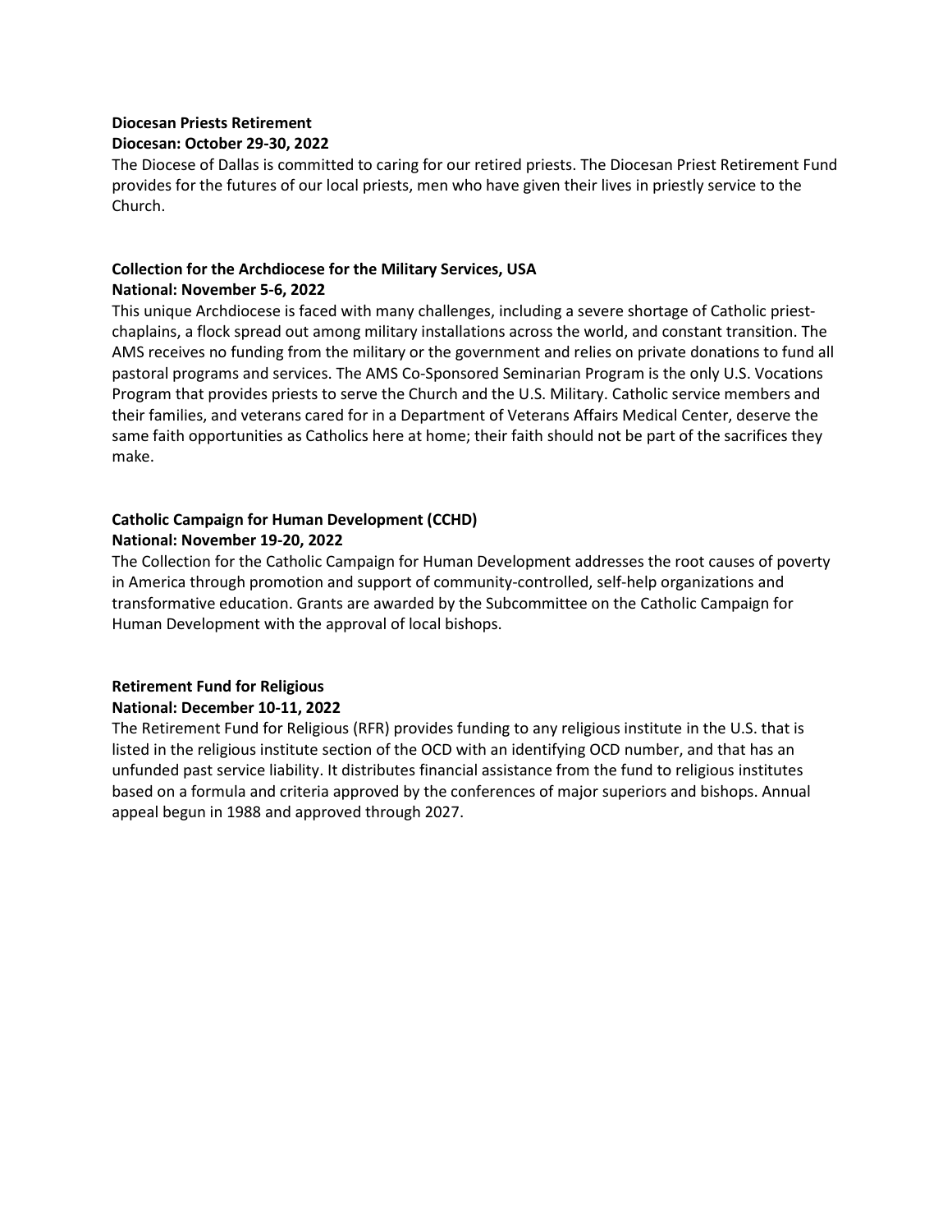**Diocesan Priests Retirement**
**Diocesan: October 29-30, 2022**

The Diocese of Dallas is committed to caring for our retired priests. The Diocesan Priest Retirement Fund provides for the futures of our local priests, men who have given their lives in priestly service to the Church.

**Collection for the Archdiocese for the Military Services, USA**
**National: November 5-6, 2022**

This unique Archdiocese is faced with many challenges, including a severe shortage of Catholic priest-chaplains, a flock spread out among military installations across the world, and constant transition. The AMS receives no funding from the military or the government and relies on private donations to fund all pastoral programs and services. The AMS Co-Sponsored Seminarian Program is the only U.S. Vocations Program that provides priests to serve the Church and the U.S. Military. Catholic service members and their families, and veterans cared for in a Department of Veterans Affairs Medical Center, deserve the same faith opportunities as Catholics here at home; their faith should not be part of the sacrifices they make.

**Catholic Campaign for Human Development (CCHD)**
**National: November 19-20, 2022**

The Collection for the Catholic Campaign for Human Development addresses the root causes of poverty in America through promotion and support of community-controlled, self-help organizations and transformative education. Grants are awarded by the Subcommittee on the Catholic Campaign for Human Development with the approval of local bishops.

**Retirement Fund for Religious**
**National: December 10-11, 2022**

The Retirement Fund for Religious (RFR) provides funding to any religious institute in the U.S. that is listed in the religious institute section of the OCD with an identifying OCD number, and that has an unfunded past service liability. It distributes financial assistance from the fund to religious institutes based on a formula and criteria approved by the conferences of major superiors and bishops. Annual appeal begun in 1988 and approved through 2027.